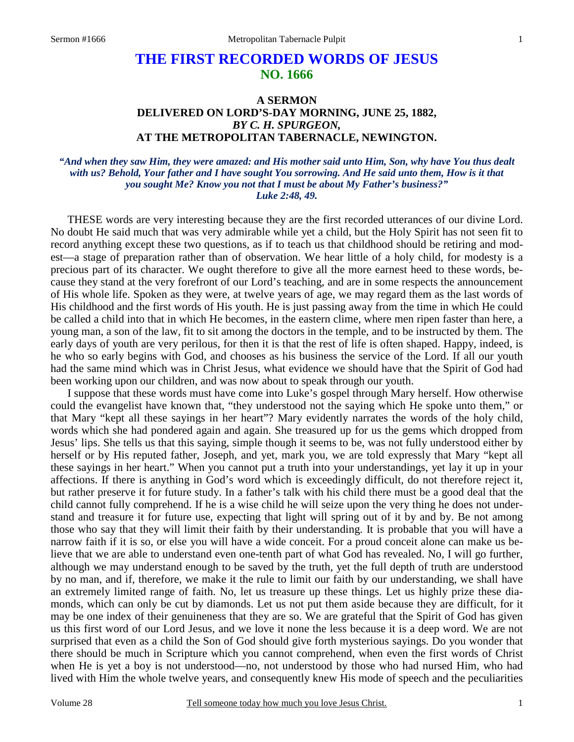# THE FIRST RECORDED WORDS OF JESUS
## NO. 1666

### A SERMON
### DELIVERED ON LORD'S-DAY MORNING, JUNE 25, 1882,
### *BY C. H. SPURGEON,*
### AT THE METROPOLITAN TABERNACLE, NEWINGTON.

***"And when they saw Him, they were amazed: and His mother said unto Him, Son, why have You thus dealt with us? Behold, Your father and I have sought You sorrowing. And He said unto them, How is it that you sought Me? Know you not that I must be about My Father's business?"***
***Luke 2:48, 49.***

THESE words are very interesting because they are the first recorded utterances of our divine Lord. No doubt He said much that was very admirable while yet a child, but the Holy Spirit has not seen fit to record anything except these two questions, as if to teach us that childhood should be retiring and modest—a stage of preparation rather than of observation. We hear little of a holy child, for modesty is a precious part of its character. We ought therefore to give all the more earnest heed to these words, because they stand at the very forefront of our Lord's teaching, and are in some respects the announcement of His whole life. Spoken as they were, at twelve years of age, we may regard them as the last words of His childhood and the first words of His youth. He is just passing away from the time in which He could be called a child into that in which He becomes, in the eastern clime, where men ripen faster than here, a young man, a son of the law, fit to sit among the doctors in the temple, and to be instructed by them. The early days of youth are very perilous, for then it is that the rest of life is often shaped. Happy, indeed, is he who so early begins with God, and chooses as his business the service of the Lord. If all our youth had the same mind which was in Christ Jesus, what evidence we should have that the Spirit of God had been working upon our children, and was now about to speak through our youth.

I suppose that these words must have come into Luke's gospel through Mary herself. How otherwise could the evangelist have known that, "they understood not the saying which He spoke unto them," or that Mary "kept all these sayings in her heart"? Mary evidently narrates the words of the holy child, words which she had pondered again and again. She treasured up for us the gems which dropped from Jesus' lips. She tells us that this saying, simple though it seems to be, was not fully understood either by herself or by His reputed father, Joseph, and yet, mark you, we are told expressly that Mary "kept all these sayings in her heart." When you cannot put a truth into your understandings, yet lay it up in your affections. If there is anything in God's word which is exceedingly difficult, do not therefore reject it, but rather preserve it for future study. In a father's talk with his child there must be a good deal that the child cannot fully comprehend. If he is a wise child he will seize upon the very thing he does not understand and treasure it for future use, expecting that light will spring out of it by and by. Be not among those who say that they will limit their faith by their understanding. It is probable that you will have a narrow faith if it is so, or else you will have a wide conceit. For a proud conceit alone can make us believe that we are able to understand even one-tenth part of what God has revealed. No, I will go further, although we may understand enough to be saved by the truth, yet the full depth of truth are understood by no man, and if, therefore, we make it the rule to limit our faith by our understanding, we shall have an extremely limited range of faith. No, let us treasure up these things. Let us highly prize these diamonds, which can only be cut by diamonds. Let us not put them aside because they are difficult, for it may be one index of their genuineness that they are so. We are grateful that the Spirit of God has given us this first word of our Lord Jesus, and we love it none the less because it is a deep word. We are not surprised that even as a child the Son of God should give forth mysterious sayings. Do you wonder that there should be much in Scripture which you cannot comprehend, when even the first words of Christ when He is yet a boy is not understood—no, not understood by those who had nursed Him, who had lived with Him the whole twelve years, and consequently knew His mode of speech and the peculiarities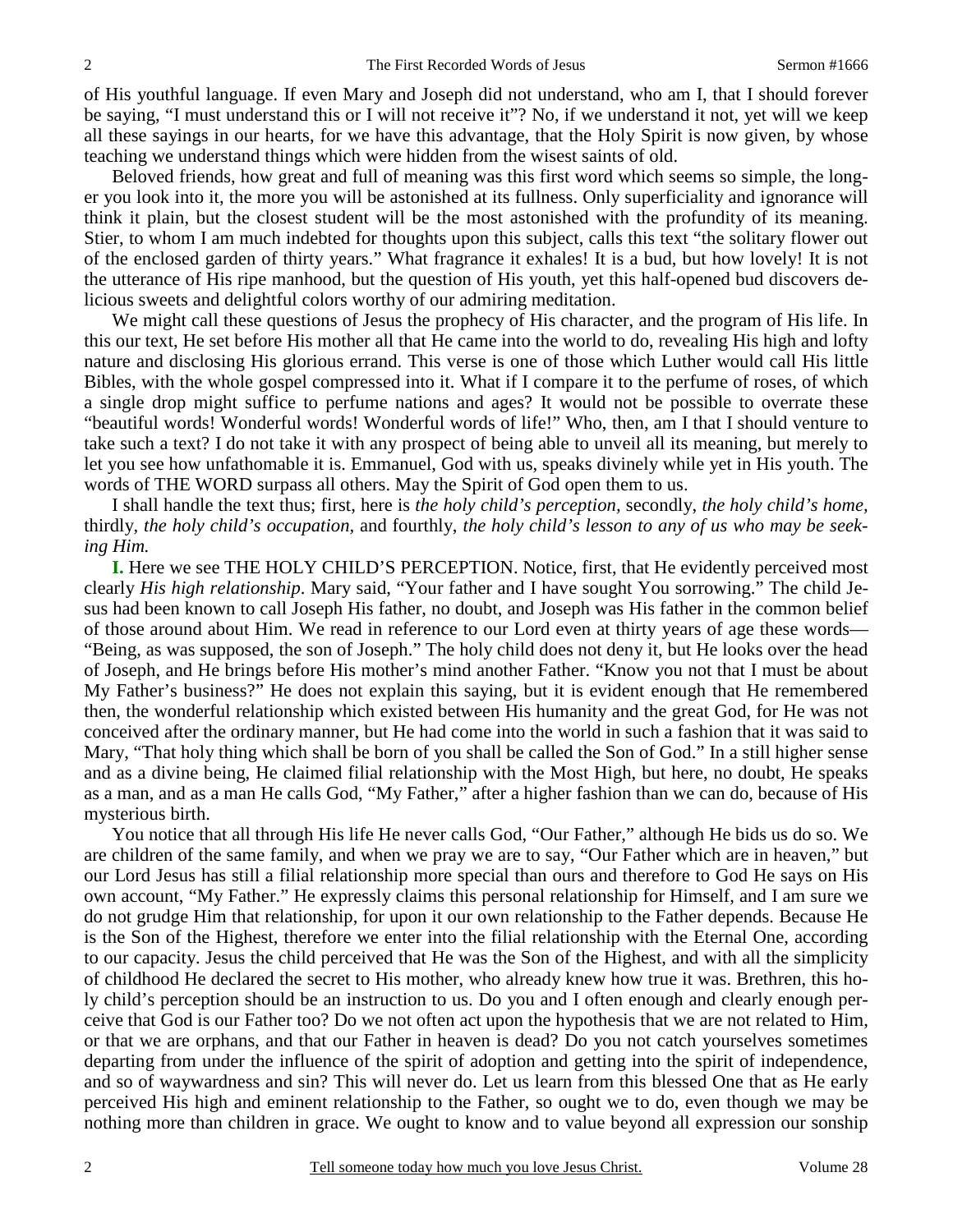of His youthful language. If even Mary and Joseph did not understand, who am I, that I should forever be saying, "I must understand this or I will not receive it"? No, if we understand it not, yet will we keep all these sayings in our hearts, for we have this advantage, that the Holy Spirit is now given, by whose teaching we understand things which were hidden from the wisest saints of old.

Beloved friends, how great and full of meaning was this first word which seems so simple, the longer you look into it, the more you will be astonished at its fullness. Only superficiality and ignorance will think it plain, but the closest student will be the most astonished with the profundity of its meaning. Stier, to whom I am much indebted for thoughts upon this subject, calls this text "the solitary flower out of the enclosed garden of thirty years." What fragrance it exhales! It is a bud, but how lovely! It is not the utterance of His ripe manhood, but the question of His youth, yet this half-opened bud discovers delicious sweets and delightful colors worthy of our admiring meditation.

We might call these questions of Jesus the prophecy of His character, and the program of His life. In this our text, He set before His mother all that He came into the world to do, revealing His high and lofty nature and disclosing His glorious errand. This verse is one of those which Luther would call His little Bibles, with the whole gospel compressed into it. What if I compare it to the perfume of roses, of which a single drop might suffice to perfume nations and ages? It would not be possible to overrate these "beautiful words! Wonderful words! Wonderful words of life!" Who, then, am I that I should venture to take such a text? I do not take it with any prospect of being able to unveil all its meaning, but merely to let you see how unfathomable it is. Emmanuel, God with us, speaks divinely while yet in His youth. The words of THE WORD surpass all others. May the Spirit of God open them to us.

I shall handle the text thus; first, here is *the holy child's perception,* secondly, *the holy child's home,* thirdly, *the holy child's occupation,* and fourthly, *the holy child's lesson to any of us who may be seeking Him.*

**I.** Here we see THE HOLY CHILD'S PERCEPTION. Notice, first, that He evidently perceived most clearly *His high relationship*. Mary said, "Your father and I have sought You sorrowing." The child Jesus had been known to call Joseph His father, no doubt, and Joseph was His father in the common belief of those around about Him. We read in reference to our Lord even at thirty years of age these words—"Being, as was supposed, the son of Joseph." The holy child does not deny it, but He looks over the head of Joseph, and He brings before His mother's mind another Father. "Know you not that I must be about My Father's business?" He does not explain this saying, but it is evident enough that He remembered then, the wonderful relationship which existed between His humanity and the great God, for He was not conceived after the ordinary manner, but He had come into the world in such a fashion that it was said to Mary, "That holy thing which shall be born of you shall be called the Son of God." In a still higher sense and as a divine being, He claimed filial relationship with the Most High, but here, no doubt, He speaks as a man, and as a man He calls God, "My Father," after a higher fashion than we can do, because of His mysterious birth.

You notice that all through His life He never calls God, "Our Father," although He bids us do so. We are children of the same family, and when we pray we are to say, "Our Father which are in heaven," but our Lord Jesus has still a filial relationship more special than ours and therefore to God He says on His own account, "My Father." He expressly claims this personal relationship for Himself, and I am sure we do not grudge Him that relationship, for upon it our own relationship to the Father depends. Because He is the Son of the Highest, therefore we enter into the filial relationship with the Eternal One, according to our capacity. Jesus the child perceived that He was the Son of the Highest, and with all the simplicity of childhood He declared the secret to His mother, who already knew how true it was. Brethren, this holy child's perception should be an instruction to us. Do you and I often enough and clearly enough perceive that God is our Father too? Do we not often act upon the hypothesis that we are not related to Him, or that we are orphans, and that our Father in heaven is dead? Do you not catch yourselves sometimes departing from under the influence of the spirit of adoption and getting into the spirit of independence, and so of waywardness and sin? This will never do. Let us learn from this blessed One that as He early perceived His high and eminent relationship to the Father, so ought we to do, even though we may be nothing more than children in grace. We ought to know and to value beyond all expression our sonship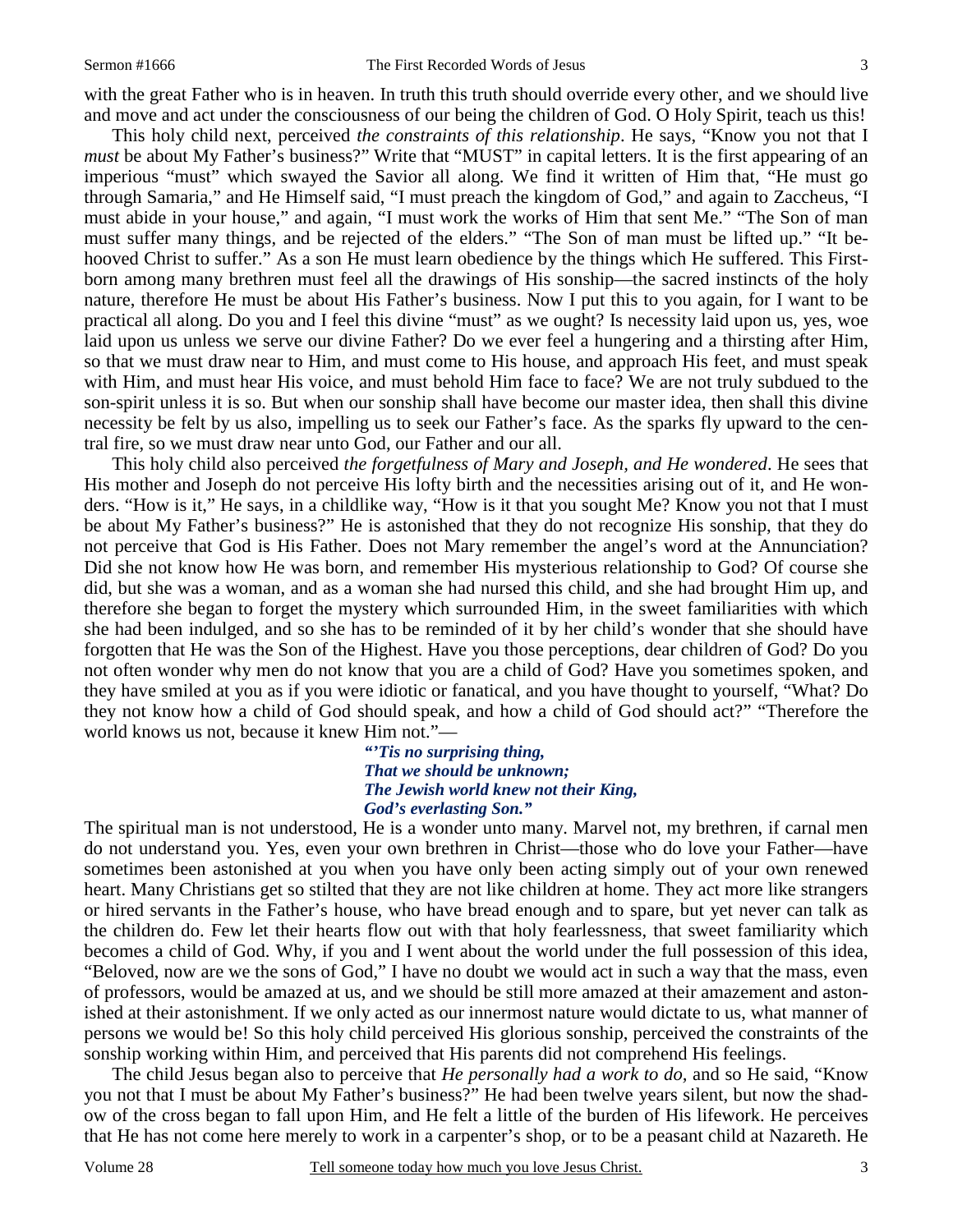with the great Father who is in heaven. In truth this truth should override every other, and we should live and move and act under the consciousness of our being the children of God. O Holy Spirit, teach us this!

This holy child next, perceived *the constraints of this relationship*. He says, "Know you not that I *must* be about My Father's business?" Write that "MUST" in capital letters. It is the first appearing of an imperious "must" which swayed the Savior all along. We find it written of Him that, "He must go through Samaria," and He Himself said, "I must preach the kingdom of God," and again to Zaccheus, "I must abide in your house," and again, "I must work the works of Him that sent Me." "The Son of man must suffer many things, and be rejected of the elders." "The Son of man must be lifted up." "It behooved Christ to suffer." As a son He must learn obedience by the things which He suffered. This Firstborn among many brethren must feel all the drawings of His sonship—the sacred instincts of the holy nature, therefore He must be about His Father's business. Now I put this to you again, for I want to be practical all along. Do you and I feel this divine "must" as we ought? Is necessity laid upon us, yes, woe laid upon us unless we serve our divine Father? Do we ever feel a hungering and a thirsting after Him, so that we must draw near to Him, and must come to His house, and approach His feet, and must speak with Him, and must hear His voice, and must behold Him face to face? We are not truly subdued to the son-spirit unless it is so. But when our sonship shall have become our master idea, then shall this divine necessity be felt by us also, impelling us to seek our Father's face. As the sparks fly upward to the central fire, so we must draw near unto God, our Father and our all.

This holy child also perceived *the forgetfulness of Mary and Joseph, and He wondered*. He sees that His mother and Joseph do not perceive His lofty birth and the necessities arising out of it, and He wonders. "How is it," He says, in a childlike way, "How is it that you sought Me? Know you not that I must be about My Father's business?" He is astonished that they do not recognize His sonship, that they do not perceive that God is His Father. Does not Mary remember the angel's word at the Annunciation? Did she not know how He was born, and remember His mysterious relationship to God? Of course she did, but she was a woman, and as a woman she had nursed this child, and she had brought Him up, and therefore she began to forget the mystery which surrounded Him, in the sweet familiarities with which she had been indulged, and so she has to be reminded of it by her child's wonder that she should have forgotten that He was the Son of the Highest. Have you those perceptions, dear children of God? Do you not often wonder why men do not know that you are a child of God? Have you sometimes spoken, and they have smiled at you as if you were idiotic or fanatical, and you have thought to yourself, "What? Do they not know how a child of God should speak, and how a child of God should act?" "Therefore the world knows us not, because it knew Him not."—

> ***"'Tis no surprising thing,***
> ***That we should be unknown;***
> ***The Jewish world knew not their King,***
> ***God's everlasting Son."***

The spiritual man is not understood, He is a wonder unto many. Marvel not, my brethren, if carnal men do not understand you. Yes, even your own brethren in Christ—those who do love your Father—have sometimes been astonished at you when you have only been acting simply out of your own renewed heart. Many Christians get so stilted that they are not like children at home. They act more like strangers or hired servants in the Father's house, who have bread enough and to spare, but yet never can talk as the children do. Few let their hearts flow out with that holy fearlessness, that sweet familiarity which becomes a child of God. Why, if you and I went about the world under the full possession of this idea, "Beloved, now are we the sons of God," I have no doubt we would act in such a way that the mass, even of professors, would be amazed at us, and we should be still more amazed at their amazement and astonished at their astonishment. If we only acted as our innermost nature would dictate to us, what manner of persons we would be! So this holy child perceived His glorious sonship, perceived the constraints of the sonship working within Him, and perceived that His parents did not comprehend His feelings.

The child Jesus began also to perceive that *He personally had a work to do,* and so He said, "Know you not that I must be about My Father's business?" He had been twelve years silent, but now the shadow of the cross began to fall upon Him, and He felt a little of the burden of His lifework. He perceives that He has not come here merely to work in a carpenter's shop, or to be a peasant child at Nazareth. He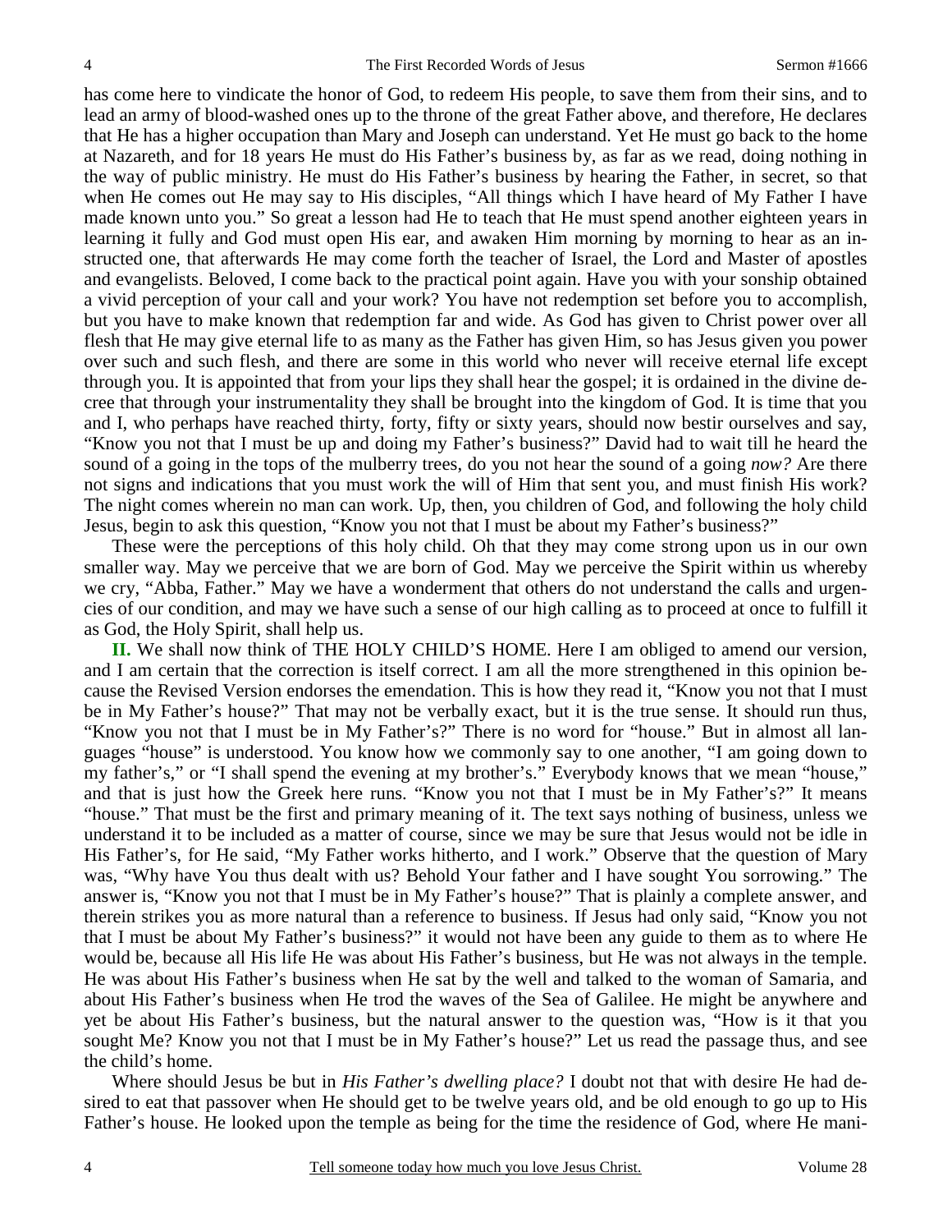has come here to vindicate the honor of God, to redeem His people, to save them from their sins, and to lead an army of blood-washed ones up to the throne of the great Father above, and therefore, He declares that He has a higher occupation than Mary and Joseph can understand. Yet He must go back to the home at Nazareth, and for 18 years He must do His Father's business by, as far as we read, doing nothing in the way of public ministry. He must do His Father's business by hearing the Father, in secret, so that when He comes out He may say to His disciples, "All things which I have heard of My Father I have made known unto you." So great a lesson had He to teach that He must spend another eighteen years in learning it fully and God must open His ear, and awaken Him morning by morning to hear as an instructed one, that afterwards He may come forth the teacher of Israel, the Lord and Master of apostles and evangelists. Beloved, I come back to the practical point again. Have you with your sonship obtained a vivid perception of your call and your work? You have not redemption set before you to accomplish, but you have to make known that redemption far and wide. As God has given to Christ power over all flesh that He may give eternal life to as many as the Father has given Him, so has Jesus given you power over such and such flesh, and there are some in this world who never will receive eternal life except through you. It is appointed that from your lips they shall hear the gospel; it is ordained in the divine decree that through your instrumentality they shall be brought into the kingdom of God. It is time that you and I, who perhaps have reached thirty, forty, fifty or sixty years, should now bestir ourselves and say, "Know you not that I must be up and doing my Father's business?" David had to wait till he heard the sound of a going in the tops of the mulberry trees, do you not hear the sound of a going *now?* Are there not signs and indications that you must work the will of Him that sent you, and must finish His work? The night comes wherein no man can work. Up, then, you children of God, and following the holy child Jesus, begin to ask this question, "Know you not that I must be about my Father's business?"

These were the perceptions of this holy child. Oh that they may come strong upon us in our own smaller way. May we perceive that we are born of God. May we perceive the Spirit within us whereby we cry, "Abba, Father." May we have a wonderment that others do not understand the calls and urgencies of our condition, and may we have such a sense of our high calling as to proceed at once to fulfill it as God, the Holy Spirit, shall help us.

**II.** We shall now think of THE HOLY CHILD'S HOME. Here I am obliged to amend our version, and I am certain that the correction is itself correct. I am all the more strengthened in this opinion because the Revised Version endorses the emendation. This is how they read it, "Know you not that I must be in My Father's house?" That may not be verbally exact, but it is the true sense. It should run thus, "Know you not that I must be in My Father's?" There is no word for "house." But in almost all languages "house" is understood. You know how we commonly say to one another, "I am going down to my father's," or "I shall spend the evening at my brother's." Everybody knows that we mean "house," and that is just how the Greek here runs. "Know you not that I must be in My Father's?" It means "house." That must be the first and primary meaning of it. The text says nothing of business, unless we understand it to be included as a matter of course, since we may be sure that Jesus would not be idle in His Father's, for He said, "My Father works hitherto, and I work." Observe that the question of Mary was, "Why have You thus dealt with us? Behold Your father and I have sought You sorrowing." The answer is, "Know you not that I must be in My Father's house?" That is plainly a complete answer, and therein strikes you as more natural than a reference to business. If Jesus had only said, "Know you not that I must be about My Father's business?" it would not have been any guide to them as to where He would be, because all His life He was about His Father's business, but He was not always in the temple. He was about His Father's business when He sat by the well and talked to the woman of Samaria, and about His Father's business when He trod the waves of the Sea of Galilee. He might be anywhere and yet be about His Father's business, but the natural answer to the question was, "How is it that you sought Me? Know you not that I must be in My Father's house?" Let us read the passage thus, and see the child's home.

Where should Jesus be but in *His Father's dwelling place?* I doubt not that with desire He had desired to eat that passover when He should get to be twelve years old, and be old enough to go up to His Father's house. He looked upon the temple as being for the time the residence of God, where He mani-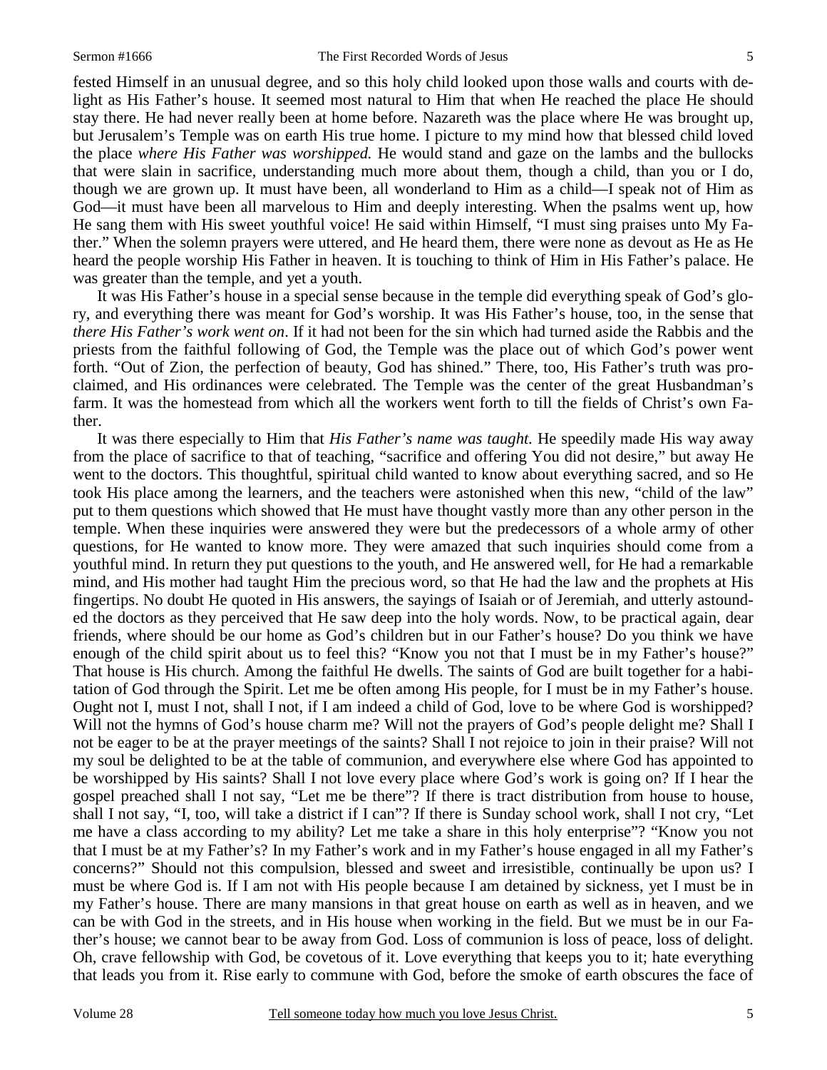fested Himself in an unusual degree, and so this holy child looked upon those walls and courts with delight as His Father's house. It seemed most natural to Him that when He reached the place He should stay there. He had never really been at home before. Nazareth was the place where He was brought up, but Jerusalem's Temple was on earth His true home. I picture to my mind how that blessed child loved the place *where His Father was worshipped.* He would stand and gaze on the lambs and the bullocks that were slain in sacrifice, understanding much more about them, though a child, than you or I do, though we are grown up. It must have been, all wonderland to Him as a child—I speak not of Him as God—it must have been all marvelous to Him and deeply interesting. When the psalms went up, how He sang them with His sweet youthful voice! He said within Himself, "I must sing praises unto My Father." When the solemn prayers were uttered, and He heard them, there were none as devout as He as He heard the people worship His Father in heaven. It is touching to think of Him in His Father's palace. He was greater than the temple, and yet a youth.

It was His Father's house in a special sense because in the temple did everything speak of God's glory, and everything there was meant for God's worship. It was His Father's house, too, in the sense that *there His Father's work went on*. If it had not been for the sin which had turned aside the Rabbis and the priests from the faithful following of God, the Temple was the place out of which God's power went forth. "Out of Zion, the perfection of beauty, God has shined." There, too, His Father's truth was proclaimed, and His ordinances were celebrated. The Temple was the center of the great Husbandman's farm. It was the homestead from which all the workers went forth to till the fields of Christ's own Father.

It was there especially to Him that *His Father's name was taught.* He speedily made His way away from the place of sacrifice to that of teaching, "sacrifice and offering You did not desire," but away He went to the doctors. This thoughtful, spiritual child wanted to know about everything sacred, and so He took His place among the learners, and the teachers were astonished when this new, "child of the law" put to them questions which showed that He must have thought vastly more than any other person in the temple. When these inquiries were answered they were but the predecessors of a whole army of other questions, for He wanted to know more. They were amazed that such inquiries should come from a youthful mind. In return they put questions to the youth, and He answered well, for He had a remarkable mind, and His mother had taught Him the precious word, so that He had the law and the prophets at His fingertips. No doubt He quoted in His answers, the sayings of Isaiah or of Jeremiah, and utterly astounded the doctors as they perceived that He saw deep into the holy words. Now, to be practical again, dear friends, where should be our home as God's children but in our Father's house? Do you think we have enough of the child spirit about us to feel this? "Know you not that I must be in my Father's house?" That house is His church. Among the faithful He dwells. The saints of God are built together for a habitation of God through the Spirit. Let me be often among His people, for I must be in my Father's house. Ought not I, must I not, shall I not, if I am indeed a child of God, love to be where God is worshipped? Will not the hymns of God's house charm me? Will not the prayers of God's people delight me? Shall I not be eager to be at the prayer meetings of the saints? Shall I not rejoice to join in their praise? Will not my soul be delighted to be at the table of communion, and everywhere else where God has appointed to be worshipped by His saints? Shall I not love every place where God's work is going on? If I hear the gospel preached shall I not say, "Let me be there"? If there is tract distribution from house to house, shall I not say, "I, too, will take a district if I can"? If there is Sunday school work, shall I not cry, "Let me have a class according to my ability? Let me take a share in this holy enterprise"? "Know you not that I must be at my Father's? In my Father's work and in my Father's house engaged in all my Father's concerns?" Should not this compulsion, blessed and sweet and irresistible, continually be upon us? I must be where God is. If I am not with His people because I am detained by sickness, yet I must be in my Father's house. There are many mansions in that great house on earth as well as in heaven, and we can be with God in the streets, and in His house when working in the field. But we must be in our Father's house; we cannot bear to be away from God. Loss of communion is loss of peace, loss of delight. Oh, crave fellowship with God, be covetous of it. Love everything that keeps you to it; hate everything that leads you from it. Rise early to commune with God, before the smoke of earth obscures the face of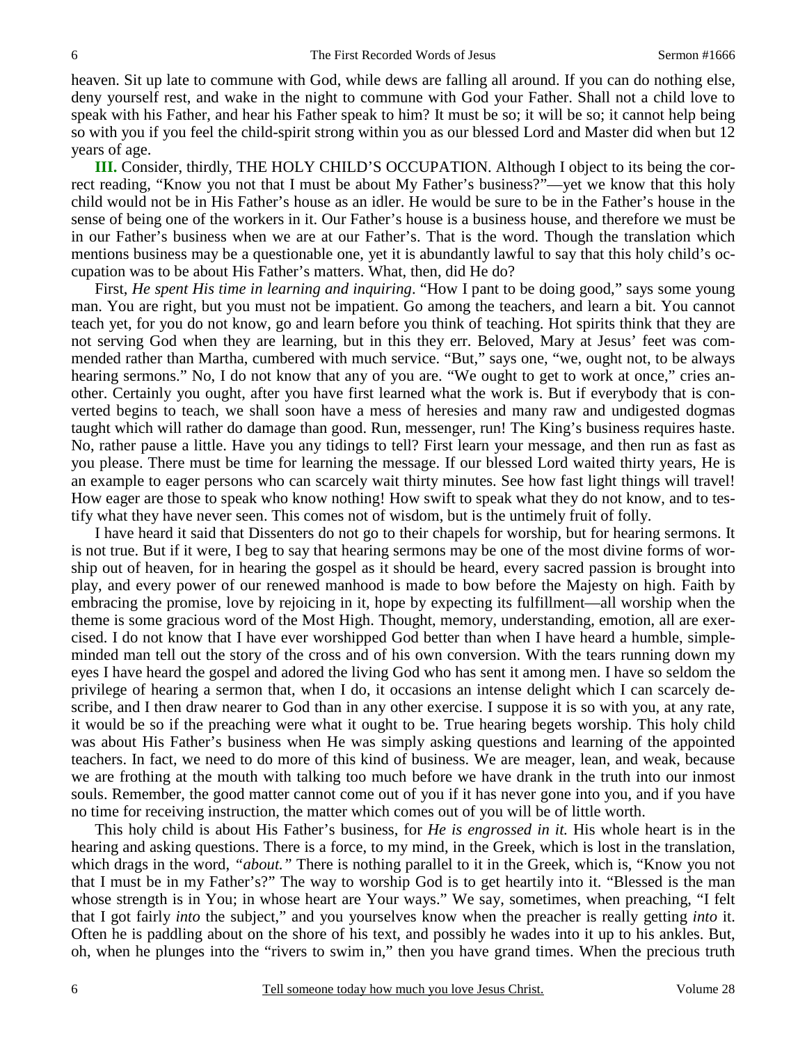heaven. Sit up late to commune with God, while dews are falling all around. If you can do nothing else, deny yourself rest, and wake in the night to commune with God your Father. Shall not a child love to speak with his Father, and hear his Father speak to him? It must be so; it will be so; it cannot help being so with you if you feel the child-spirit strong within you as our blessed Lord and Master did when but 12 years of age.

**III.** Consider, thirdly, THE HOLY CHILD'S OCCUPATION. Although I object to its being the correct reading, "Know you not that I must be about My Father's business?"—yet we know that this holy child would not be in His Father's house as an idler. He would be sure to be in the Father's house in the sense of being one of the workers in it. Our Father's house is a business house, and therefore we must be in our Father's business when we are at our Father's. That is the word. Though the translation which mentions business may be a questionable one, yet it is abundantly lawful to say that this holy child's occupation was to be about His Father's matters. What, then, did He do?

First, *He spent His time in learning and inquiring*. "How I pant to be doing good," says some young man. You are right, but you must not be impatient. Go among the teachers, and learn a bit. You cannot teach yet, for you do not know, go and learn before you think of teaching. Hot spirits think that they are not serving God when they are learning, but in this they err. Beloved, Mary at Jesus' feet was commended rather than Martha, cumbered with much service. "But," says one, "we, ought not, to be always hearing sermons." No, I do not know that any of you are. "We ought to get to work at once," cries another. Certainly you ought, after you have first learned what the work is. But if everybody that is converted begins to teach, we shall soon have a mess of heresies and many raw and undigested dogmas taught which will rather do damage than good. Run, messenger, run! The King's business requires haste. No, rather pause a little. Have you any tidings to tell? First learn your message, and then run as fast as you please. There must be time for learning the message. If our blessed Lord waited thirty years, He is an example to eager persons who can scarcely wait thirty minutes. See how fast light things will travel! How eager are those to speak who know nothing! How swift to speak what they do not know, and to testify what they have never seen. This comes not of wisdom, but is the untimely fruit of folly.

I have heard it said that Dissenters do not go to their chapels for worship, but for hearing sermons. It is not true. But if it were, I beg to say that hearing sermons may be one of the most divine forms of worship out of heaven, for in hearing the gospel as it should be heard, every sacred passion is brought into play, and every power of our renewed manhood is made to bow before the Majesty on high. Faith by embracing the promise, love by rejoicing in it, hope by expecting its fulfillment—all worship when the theme is some gracious word of the Most High. Thought, memory, understanding, emotion, all are exercised. I do not know that I have ever worshipped God better than when I have heard a humble, simple-minded man tell out the story of the cross and of his own conversion. With the tears running down my eyes I have heard the gospel and adored the living God who has sent it among men. I have so seldom the privilege of hearing a sermon that, when I do, it occasions an intense delight which I can scarcely describe, and I then draw nearer to God than in any other exercise. I suppose it is so with you, at any rate, it would be so if the preaching were what it ought to be. True hearing begets worship. This holy child was about His Father's business when He was simply asking questions and learning of the appointed teachers. In fact, we need to do more of this kind of business. We are meager, lean, and weak, because we are frothing at the mouth with talking too much before we have drank in the truth into our inmost souls. Remember, the good matter cannot come out of you if it has never gone into you, and if you have no time for receiving instruction, the matter which comes out of you will be of little worth.

This holy child is about His Father's business, for *He is engrossed in it.* His whole heart is in the hearing and asking questions. There is a force, to my mind, in the Greek, which is lost in the translation, which drags in the word, *"about."* There is nothing parallel to it in the Greek, which is, "Know you not that I must be in my Father's?" The way to worship God is to get heartily into it. "Blessed is the man whose strength is in You; in whose heart are Your ways." We say, sometimes, when preaching, "I felt that I got fairly *into* the subject," and you yourselves know when the preacher is really getting *into* it. Often he is paddling about on the shore of his text, and possibly he wades into it up to his ankles. But, oh, when he plunges into the "rivers to swim in," then you have grand times. When the precious truth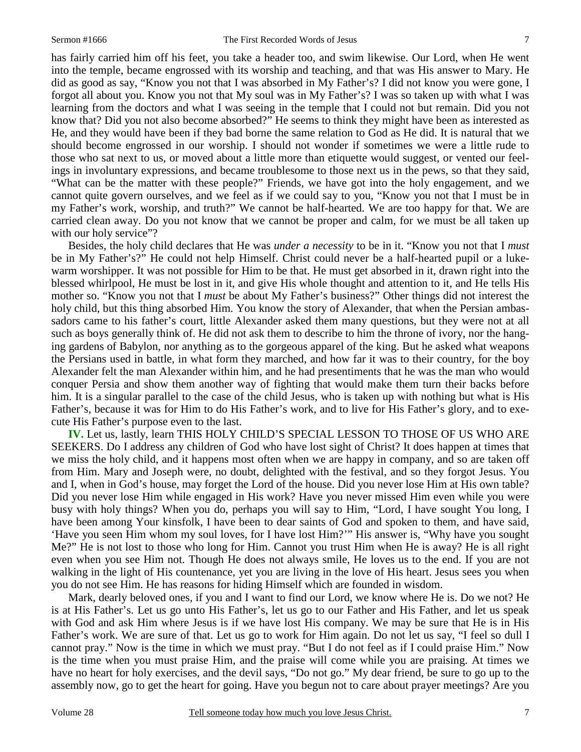has fairly carried him off his feet, you take a header too, and swim likewise. Our Lord, when He went into the temple, became engrossed with its worship and teaching, and that was His answer to Mary. He did as good as say, "Know you not that I was absorbed in My Father's? I did not know you were gone, I forgot all about you. Know you not that My soul was in My Father's? I was so taken up with what I was learning from the doctors and what I was seeing in the temple that I could not but remain. Did you not know that? Did you not also become absorbed?" He seems to think they might have been as interested as He, and they would have been if they bad borne the same relation to God as He did. It is natural that we should become engrossed in our worship. I should not wonder if sometimes we were a little rude to those who sat next to us, or moved about a little more than etiquette would suggest, or vented our feelings in involuntary expressions, and became troublesome to those next us in the pews, so that they said, "What can be the matter with these people?" Friends, we have got into the holy engagement, and we cannot quite govern ourselves, and we feel as if we could say to you, "Know you not that I must be in my Father's work, worship, and truth?" We cannot be half-hearted. We are too happy for that. We are carried clean away. Do you not know that we cannot be proper and calm, for we must be all taken up with our holy service"?

Besides, the holy child declares that He was *under a necessity* to be in it. "Know you not that I *must* be in My Father's?" He could not help Himself. Christ could never be a half-hearted pupil or a lukewarm worshipper. It was not possible for Him to be that. He must get absorbed in it, drawn right into the blessed whirlpool, He must be lost in it, and give His whole thought and attention to it, and He tells His mother so. "Know you not that I *must* be about My Father's business?" Other things did not interest the holy child, but this thing absorbed Him. You know the story of Alexander, that when the Persian ambassadors came to his father's court, little Alexander asked them many questions, but they were not at all such as boys generally think of. He did not ask them to describe to him the throne of ivory, nor the hanging gardens of Babylon, nor anything as to the gorgeous apparel of the king. But he asked what weapons the Persians used in battle, in what form they marched, and how far it was to their country, for the boy Alexander felt the man Alexander within him, and he had presentiments that he was the man who would conquer Persia and show them another way of fighting that would make them turn their backs before him. It is a singular parallel to the case of the child Jesus, who is taken up with nothing but what is His Father's, because it was for Him to do His Father's work, and to live for His Father's glory, and to execute His Father's purpose even to the last.

**IV.** Let us, lastly, learn THIS HOLY CHILD'S SPECIAL LESSON TO THOSE OF US WHO ARE SEEKERS. Do I address any children of God who have lost sight of Christ? It does happen at times that we miss the holy child, and it happens most often when we are happy in company, and so are taken off from Him. Mary and Joseph were, no doubt, delighted with the festival, and so they forgot Jesus. You and I, when in God's house, may forget the Lord of the house. Did you never lose Him at His own table? Did you never lose Him while engaged in His work? Have you never missed Him even while you were busy with holy things? When you do, perhaps you will say to Him, "Lord, I have sought You long, I have been among Your kinsfolk, I have been to dear saints of God and spoken to them, and have said, 'Have you seen Him whom my soul loves, for I have lost Him?'" His answer is, "Why have you sought Me?" He is not lost to those who long for Him. Cannot you trust Him when He is away? He is all right even when you see Him not. Though He does not always smile, He loves us to the end. If you are not walking in the light of His countenance, yet you are living in the love of His heart. Jesus sees you when you do not see Him. He has reasons for hiding Himself which are founded in wisdom.

Mark, dearly beloved ones, if you and I want to find our Lord, we know where He is. Do we not? He is at His Father's. Let us go unto His Father's, let us go to our Father and His Father, and let us speak with God and ask Him where Jesus is if we have lost His company. We may be sure that He is in His Father's work. We are sure of that. Let us go to work for Him again. Do not let us say, "I feel so dull I cannot pray." Now is the time in which we must pray. "But I do not feel as if I could praise Him." Now is the time when you must praise Him, and the praise will come while you are praising. At times we have no heart for holy exercises, and the devil says, "Do not go." My dear friend, be sure to go up to the assembly now, go to get the heart for going. Have you begun not to care about prayer meetings? Are you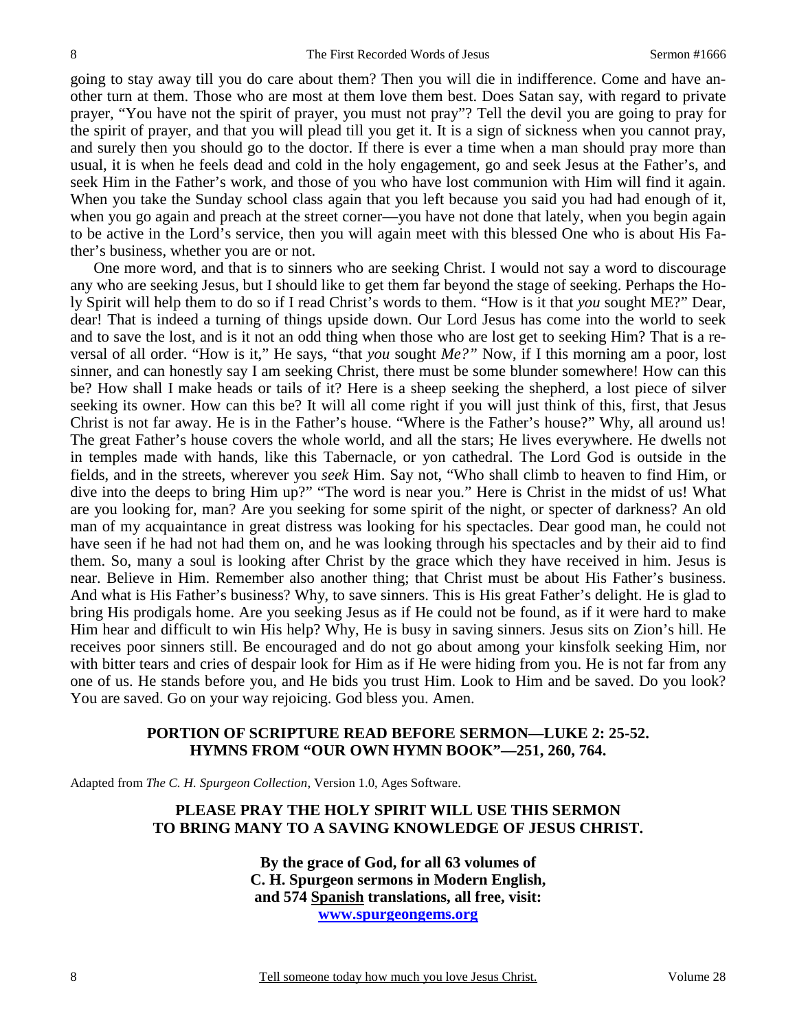going to stay away till you do care about them? Then you will die in indifference. Come and have another turn at them. Those who are most at them love them best. Does Satan say, with regard to private prayer, "You have not the spirit of prayer, you must not pray"? Tell the devil you are going to pray for the spirit of prayer, and that you will plead till you get it. It is a sign of sickness when you cannot pray, and surely then you should go to the doctor. If there is ever a time when a man should pray more than usual, it is when he feels dead and cold in the holy engagement, go and seek Jesus at the Father's, and seek Him in the Father's work, and those of you who have lost communion with Him will find it again. When you take the Sunday school class again that you left because you said you had had enough of it, when you go again and preach at the street corner—you have not done that lately, when you begin again to be active in the Lord's service, then you will again meet with this blessed One who is about His Father's business, whether you are or not.

One more word, and that is to sinners who are seeking Christ. I would not say a word to discourage any who are seeking Jesus, but I should like to get them far beyond the stage of seeking. Perhaps the Holy Spirit will help them to do so if I read Christ's words to them. "How is it that *you* sought ME?" Dear, dear! That is indeed a turning of things upside down. Our Lord Jesus has come into the world to seek and to save the lost, and is it not an odd thing when those who are lost get to seeking Him? That is a reversal of all order. "How is it," He says, "that *you* sought *Me?"* Now, if I this morning am a poor, lost sinner, and can honestly say I am seeking Christ, there must be some blunder somewhere! How can this be? How shall I make heads or tails of it? Here is a sheep seeking the shepherd, a lost piece of silver seeking its owner. How can this be? It will all come right if you will just think of this, first, that Jesus Christ is not far away. He is in the Father's house. "Where is the Father's house?" Why, all around us! The great Father's house covers the whole world, and all the stars; He lives everywhere. He dwells not in temples made with hands, like this Tabernacle, or yon cathedral. The Lord God is outside in the fields, and in the streets, wherever you *seek* Him. Say not, "Who shall climb to heaven to find Him, or dive into the deeps to bring Him up?" "The word is near you." Here is Christ in the midst of us! What are you looking for, man? Are you seeking for some spirit of the night, or specter of darkness? An old man of my acquaintance in great distress was looking for his spectacles. Dear good man, he could not have seen if he had not had them on, and he was looking through his spectacles and by their aid to find them. So, many a soul is looking after Christ by the grace which they have received in him. Jesus is near. Believe in Him. Remember also another thing; that Christ must be about His Father's business. And what is His Father's business? Why, to save sinners. This is His great Father's delight. He is glad to bring His prodigals home. Are you seeking Jesus as if He could not be found, as if it were hard to make Him hear and difficult to win His help? Why, He is busy in saving sinners. Jesus sits on Zion's hill. He receives poor sinners still. Be encouraged and do not go about among your kinsfolk seeking Him, nor with bitter tears and cries of despair look for Him as if He were hiding from you. He is not far from any one of us. He stands before you, and He bids you trust Him. Look to Him and be saved. Do you look? You are saved. Go on your way rejoicing. God bless you. Amen.

**PORTION OF SCRIPTURE READ BEFORE SERMON—LUKE 2: 25-52.**
**HYMNS FROM "OUR OWN HYMN BOOK"—251, 260, 764.**

Adapted from *The C. H. Spurgeon Collection*, Version 1.0, Ages Software.

**PLEASE PRAY THE HOLY SPIRIT WILL USE THIS SERMON TO BRING MANY TO A SAVING KNOWLEDGE OF JESUS CHRIST.**

**By the grace of God, for all 63 volumes of C. H. Spurgeon sermons in Modern English, and 574 Spanish translations, all free, visit: www.spurgeongems.org**

Tell someone today how much you love Jesus Christ.